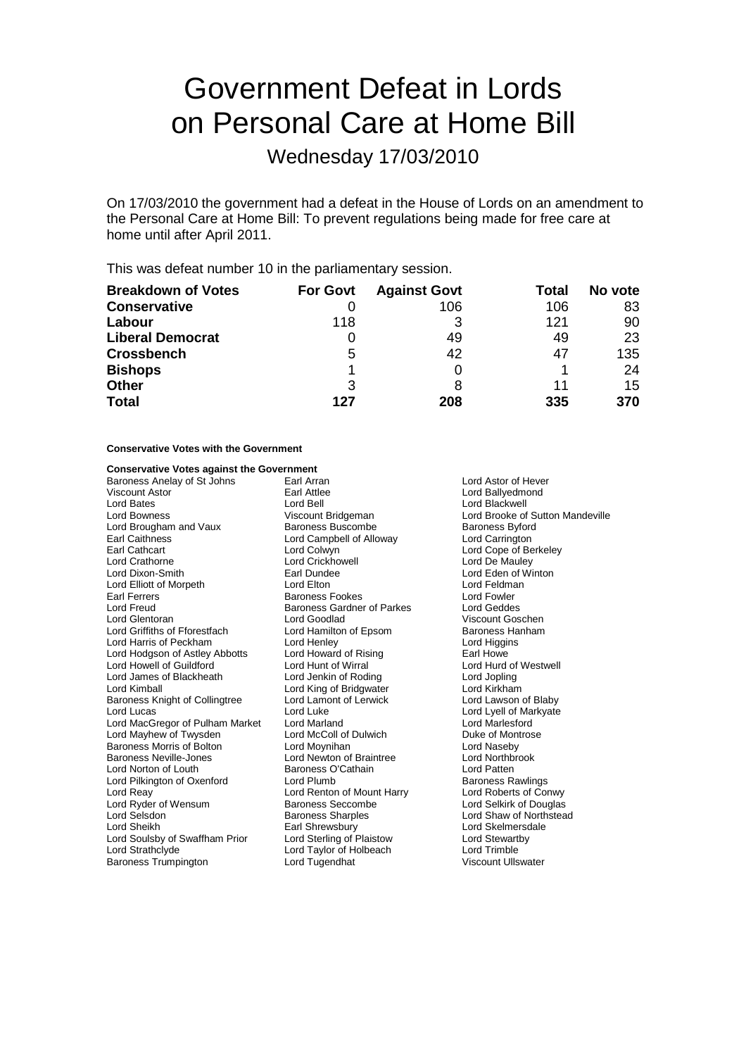# Government Defeat in Lords on Personal Care at Home Bill

## Wednesday 17/03/2010

On 17/03/2010 the government had a defeat in the House of Lords on an amendment to the Personal Care at Home Bill: To prevent regulations being made for free care at home until after April 2011.

This was defeat number 10 in the parliamentary session.

| **Breakdown of Votes** | **For Govt** | **Against Govt** | **Total** | **No vote** |
|---|---|---|---|---|
| **Conservative** | 0 | 106 | 106 | 83 |
| **Labour** | 118 | 3 | 121 | 90 |
| **Liberal Democrat** | 0 | 49 | 49 | 23 |
| **Crossbench** | 5 | 42 | 47 | 135 |
| **Bishops** | 1 | 0 | 1 | 24 |
| **Other** | 3 | 8 | 11 | 15 |
| **Total** | **127** | **208** | **335** | **370** |

**Conservative Votes with the Government**

**Conservative Votes against the Government**

Baroness Anelay of St Johns
Earl Arran
Lord Astor of Hever
Viscount Astor
Earl Attlee
Lord Ballyedmond
Lord Bates
Lord Bell
Lord Blackwell
Lord Bowness
Viscount Bridgeman
Lord Brooke of Sutton Mandeville
Lord Brougham and Vaux
Baroness Buscombe
Baroness Byford
Earl Caithness
Lord Campbell of Alloway
Lord Carrington
Earl Cathcart
Lord Colwyn
Lord Cope of Berkeley
Lord Crathorne
Lord Crickhowell
Lord De Mauley
Lord Dixon-Smith
Earl Dundee
Lord Eden of Winton
Lord Elliott of Morpeth
Lord Elton
Lord Feldman
Earl Ferrers
Baroness Fookes
Lord Fowler
Lord Freud
Baroness Gardner of Parkes
Lord Geddes
Lord Glentoran
Lord Goodlad
Viscount Goschen
Lord Griffiths of Fforestfach
Lord Hamilton of Epsom
Baroness Hanham
Lord Harris of Peckham
Lord Henley
Lord Higgins
Lord Hodgson of Astley Abbotts
Lord Howard of Rising
Earl Howe
Lord Howell of Guildford
Lord Hunt of Wirral
Lord Hurd of Westwell
Lord James of Blackheath
Lord Jenkin of Roding
Lord Jopling
Lord Kimball
Lord King of Bridgwater
Lord Kirkham
Baroness Knight of Collingtree
Lord Lamont of Lerwick
Lord Lawson of Blaby
Lord Lucas
Lord Luke
Lord Lyell of Markyate
Lord MacGregor of Pulham Market
Lord Marland
Lord Marlesford
Lord Mayhew of Twysden
Lord McColl of Dulwich
Duke of Montrose
Baroness Morris of Bolton
Lord Moynihan
Lord Naseby
Baroness Neville-Jones
Lord Newton of Braintree
Lord Northbrook
Lord Norton of Louth
Baroness O'Cathain
Lord Patten
Lord Pilkington of Oxenford
Lord Plumb
Baroness Rawlings
Lord Reay
Lord Renton of Mount Harry
Lord Roberts of Conwy
Lord Ryder of Wensum
Baroness Seccombe
Lord Selkirk of Douglas
Lord Selsdon
Baroness Sharples
Lord Shaw of Northstead
Lord Sheikh
Earl Shrewsbury
Lord Skelmersdale
Lord Soulsby of Swaffham Prior
Lord Sterling of Plaistow
Lord Stewartby
Lord Strathclyde
Lord Taylor of Holbeach
Lord Trimble
Baroness Trumpington
Lord Tugendhat
Viscount Ullswater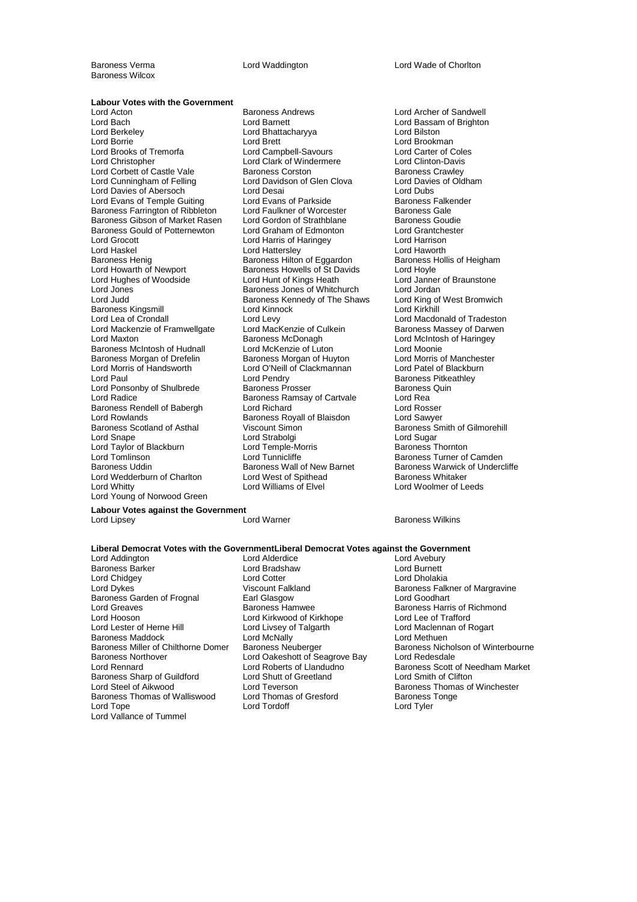Baroness Verma Lord Waddington Lord Wade of Chorlton
Baroness Wilcox

**Labour Votes with the Government**

Lord Acton, Baroness Andrews, Lord Archer of Sandwell, Lord Bach, Lord Barnett, Lord Bassam of Brighton, Lord Berkeley, Lord Bhattacharyya, Lord Bilston, Lord Borrie, Lord Brett, Lord Brookman, Lord Brooks of Tremorfa, Lord Campbell-Savours, Lord Carter of Coles, Lord Christopher, Lord Clark of Windermere, Lord Clinton-Davis, Lord Corbett of Castle Vale, Baroness Corston, Baroness Crawley, Lord Cunningham of Felling, Lord Davidson of Glen Clova, Lord Davies of Oldham, Lord Davies of Abersoch, Lord Desai, Lord Dubs, Lord Evans of Temple Guiting, Lord Evans of Parkside, Baroness Falkender, Baroness Farrington of Ribbleton, Lord Faulkner of Worcester, Baroness Gale, Baroness Gibson of Market Rasen, Lord Gordon of Strathblane, Baroness Goudie, Baroness Gould of Potternewton, Lord Graham of Edmonton, Lord Grantchester, Lord Grocott, Lord Harris of Haringey, Lord Harrison, Lord Haskel, Lord Hattersley, Lord Haworth, Baroness Henig, Baroness Hilton of Eggardon, Baroness Hollis of Heigham, Lord Howarth of Newport, Baroness Howells of St Davids, Lord Hoyle, Lord Hughes of Woodside, Lord Hunt of Kings Heath, Lord Janner of Braunstone, Lord Jones, Baroness Jones of Whitchurch, Lord Jordan, Lord Judd, Baroness Kennedy of The Shaws, Lord King of West Bromwich, Baroness Kingsmill, Lord Kinnock, Lord Kirkhill, Lord Lea of Crondall, Lord Levy, Lord Macdonald of Tradeston, Lord Mackenzie of Framwellgate, Lord MacKenzie of Culkein, Baroness Massey of Darwen, Lord Maxton, Baroness McDonagh, Lord McIntosh of Haringey, Baroness McIntosh of Hudnall, Lord McKenzie of Luton, Lord Moonie, Baroness Morgan of Drefelin, Baroness Morgan of Huyton, Lord Morris of Manchester, Lord Morris of Handsworth, Lord O'Neill of Clackmannan, Lord Patel of Blackburn, Lord Paul, Lord Pendry, Baroness Pitkeathley, Lord Ponsonby of Shulbrede, Baroness Prosser, Baroness Quin, Lord Radice, Baroness Ramsay of Cartvale, Lord Rea, Baroness Rendell of Babergh, Lord Richard, Lord Rosser, Lord Rowlands, Baroness Royall of Blaisdon, Lord Sawyer, Baroness Scotland of Asthal, Viscount Simon, Baroness Smith of Gilmorehill, Lord Snape, Lord Strabolgi, Lord Sugar, Lord Taylor of Blackburn, Lord Temple-Morris, Baroness Thornton, Lord Tomlinson, Lord Tunnicliffe, Baroness Turner of Camden, Baroness Uddin, Baroness Wall of New Barnet, Baroness Warwick of Undercliffe, Lord Wedderburn of Charlton, Lord West of Spithead, Baroness Whitaker, Lord Whitty, Lord Williams of Elvel, Lord Woolmer of Leeds, Lord Young of Norwood Green

**Labour Votes against the Government**

Lord Lipsey, Lord Warner, Baroness Wilkins

**Liberal Democrat Votes with the Government**

**Liberal Democrat Votes against the Government**

Lord Addington, Lord Alderdice, Lord Avebury, Baroness Barker, Lord Bradshaw, Lord Burnett, Lord Chidgey, Lord Cotter, Lord Dholakia, Lord Dykes, Viscount Falkland, Baroness Falkner of Margravine, Baroness Garden of Frognal, Earl Glasgow, Lord Goodhart, Lord Greaves, Baroness Hamwee, Baroness Harris of Richmond, Lord Hooson, Lord Kirkwood of Kirkhope, Lord Lee of Trafford, Lord Lester of Herne Hill, Lord Livsey of Talgarth, Lord Maclennan of Rogart, Baroness Maddock, Lord McNally, Lord Methuen, Baroness Miller of Chilthorne Domer, Baroness Neuberger, Baroness Nicholson of Winterbourne, Baroness Northover, Lord Oakeshott of Seagrove Bay, Lord Redesdale, Lord Rennard, Lord Roberts of Llandudno, Baroness Scott of Needham Market, Baroness Sharp of Guildford, Lord Shutt of Greetland, Lord Smith of Clifton, Lord Steel of Aikwood, Lord Teverson, Baroness Thomas of Winchester, Baroness Thomas of Walliswood, Lord Thomas of Gresford, Baroness Tonge, Lord Tope, Lord Tordoff, Lord Tyler, Lord Vallance of Tummel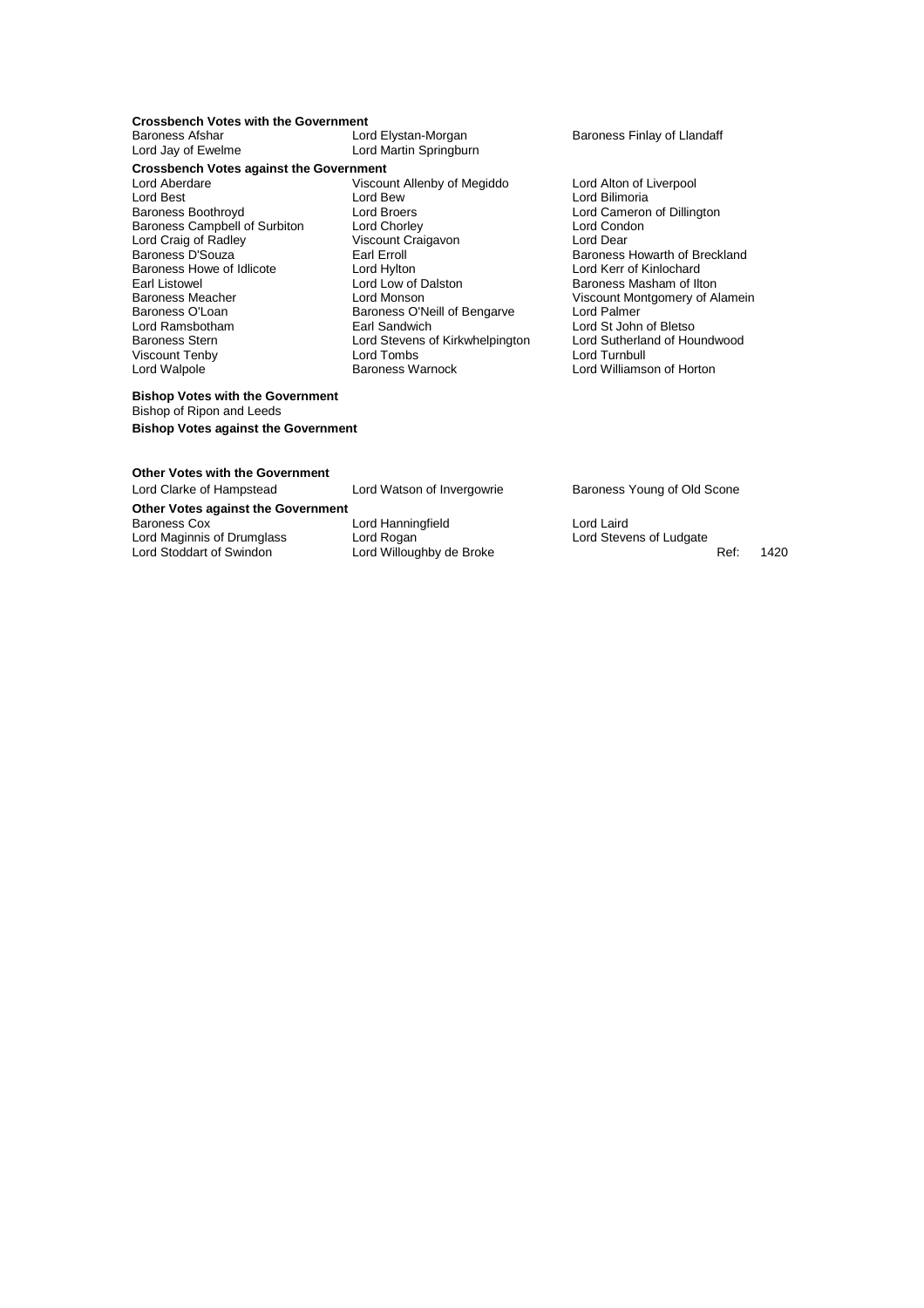**Crossbench Votes with the Government**

Baroness Afshar, Lord Elystan-Morgan, Baroness Finlay of Llandaff, Lord Jay of Ewelme, Lord Martin Springburn

**Crossbench Votes against the Government**

Lord Aberdare, Viscount Allenby of Megiddo, Lord Alton of Liverpool, Lord Best, Lord Bew, Lord Bilimoria, Baroness Boothroyd, Lord Broers, Lord Cameron of Dillington, Baroness Campbell of Surbiton, Lord Chorley, Lord Condon, Lord Craig of Radley, Viscount Craigavon, Lord Dear, Baroness D'Souza, Earl Erroll, Baroness Howarth of Breckland, Baroness Howe of Idlicote, Lord Hylton, Lord Kerr of Kinlochard, Earl Listowel, Lord Low of Dalston, Baroness Masham of Ilton, Baroness Meacher, Lord Monson, Viscount Montgomery of Alamein, Baroness O'Loan, Baroness O'Neill of Bengarve, Lord Palmer, Lord Ramsbotham, Earl Sandwich, Lord St John of Bletso, Baroness Stern, Lord Stevens of Kirkwhelpington, Lord Sutherland of Houndwood, Viscount Tenby, Lord Tombs, Lord Turnbull, Lord Walpole, Baroness Warnock, Lord Williamson of Horton

**Bishop Votes with the Government**

Bishop of Ripon and Leeds

**Bishop Votes against the Government**

**Other Votes with the Government**

Lord Clarke of Hampstead, Lord Watson of Invergowrie, Baroness Young of Old Scone

**Other Votes against the Government**

Baroness Cox, Lord Hanningfield, Lord Laird, Lord Maginnis of Drumglass, Lord Rogan, Lord Stevens of Ludgate, Lord Stoddart of Swindon, Lord Willoughby de Broke

Ref: 1420